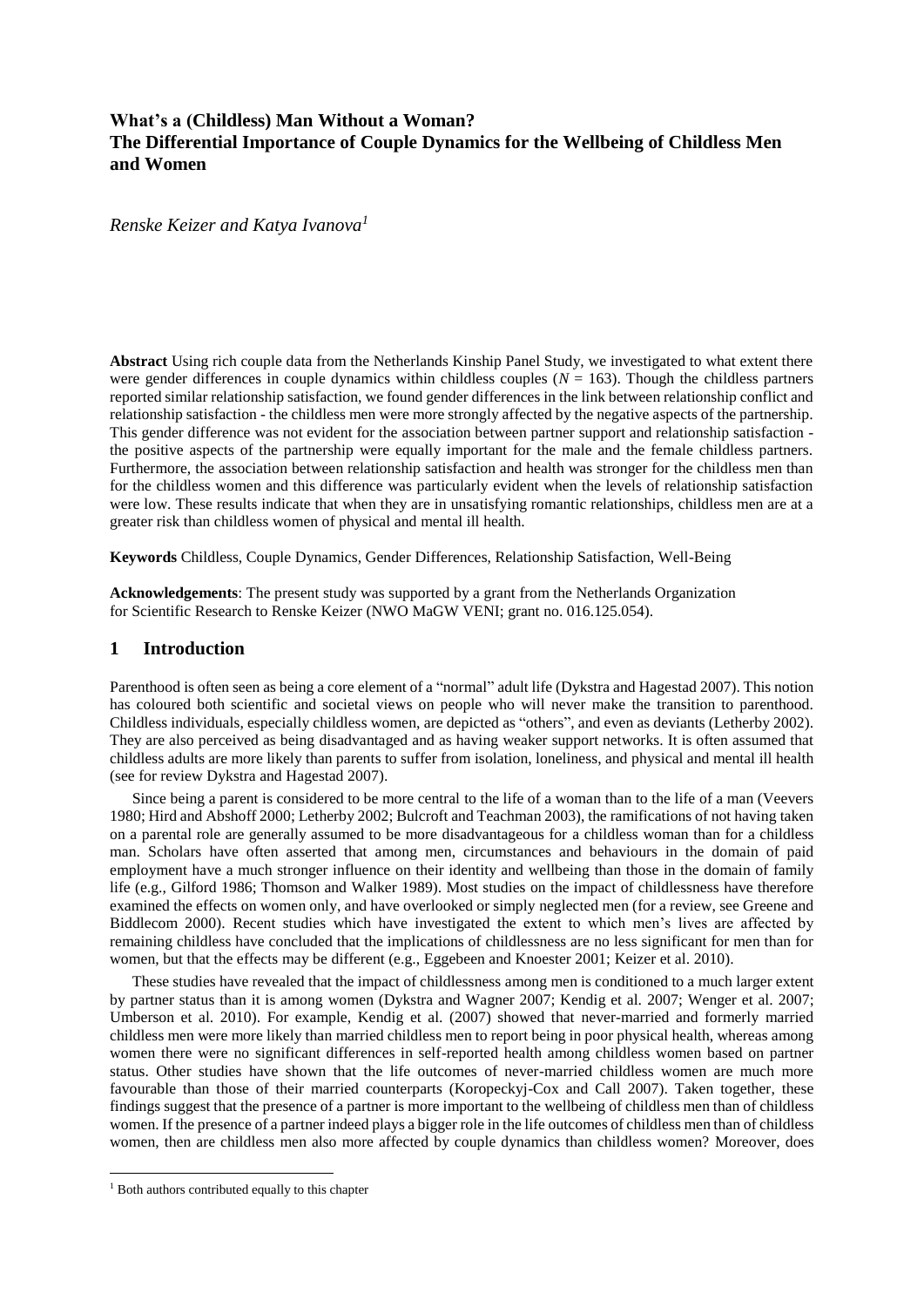# What's a (Childless) Man Without a Woman? The Differential Importance of Couple Dynamics for the Wellbeing of Childless Men and Women

*Renske Keizer and Katya Ivanova*[1]

**Abstract** Using rich couple data from the Netherlands Kinship Panel Study, we investigated to what extent there were gender differences in couple dynamics within childless couples ($N$ = 163). Though the childless partners reported similar relationship satisfaction, we found gender differences in the link between relationship conflict and relationship satisfaction - the childless men were more strongly affected by the negative aspects of the partnership. This gender difference was not evident for the association between partner support and relationship satisfaction - the positive aspects of the partnership were equally important for the male and the female childless partners. Furthermore, the association between relationship satisfaction and health was stronger for the childless men than for the childless women and this difference was particularly evident when the levels of relationship satisfaction were low. These results indicate that when they are in unsatisfying romantic relationships, childless men are at a greater risk than childless women of physical and mental ill health.

**Keywords** Childless, Couple Dynamics, Gender Differences, Relationship Satisfaction, Well-Being

**Acknowledgements**: The present study was supported by a grant from the Netherlands Organization for Scientific Research to Renske Keizer (NWO MaGW VENI; grant no. 016.125.054).

## 1 Introduction

Parenthood is often seen as being a core element of a "normal" adult life (Dykstra and Hagestad 2007). This notion has coloured both scientific and societal views on people who will never make the transition to parenthood. Childless individuals, especially childless women, are depicted as "others", and even as deviants (Letherby 2002). They are also perceived as being disadvantaged and as having weaker support networks. It is often assumed that childless adults are more likely than parents to suffer from isolation, loneliness, and physical and mental ill health (see for review Dykstra and Hagestad 2007).

Since being a parent is considered to be more central to the life of a woman than to the life of a man (Veevers 1980; Hird and Abshoff 2000; Letherby 2002; Bulcroft and Teachman 2003), the ramifications of not having taken on a parental role are generally assumed to be more disadvantageous for a childless woman than for a childless man. Scholars have often asserted that among men, circumstances and behaviours in the domain of paid employment have a much stronger influence on their identity and wellbeing than those in the domain of family life (e.g., Gilford 1986; Thomson and Walker 1989). Most studies on the impact of childlessness have therefore examined the effects on women only, and have overlooked or simply neglected men (for a review, see Greene and Biddlecom 2000). Recent studies which have investigated the extent to which men's lives are affected by remaining childless have concluded that the implications of childlessness are no less significant for men than for women, but that the effects may be different (e.g., Eggebeen and Knoester 2001; Keizer et al. 2010).

These studies have revealed that the impact of childlessness among men is conditioned to a much larger extent by partner status than it is among women (Dykstra and Wagner 2007; Kendig et al. 2007; Wenger et al. 2007; Umberson et al. 2010). For example, Kendig et al. (2007) showed that never-married and formerly married childless men were more likely than married childless men to report being in poor physical health, whereas among women there were no significant differences in self-reported health among childless women based on partner status. Other studies have shown that the life outcomes of never-married childless women are much more favourable than those of their married counterparts (Koropeckyj-Cox and Call 2007). Taken together, these findings suggest that the presence of a partner is more important to the wellbeing of childless men than of childless women. If the presence of a partner indeed plays a bigger role in the life outcomes of childless men than of childless women, then are childless men also more affected by couple dynamics than childless women? Moreover, does

[1] Both authors contributed equally to this chapter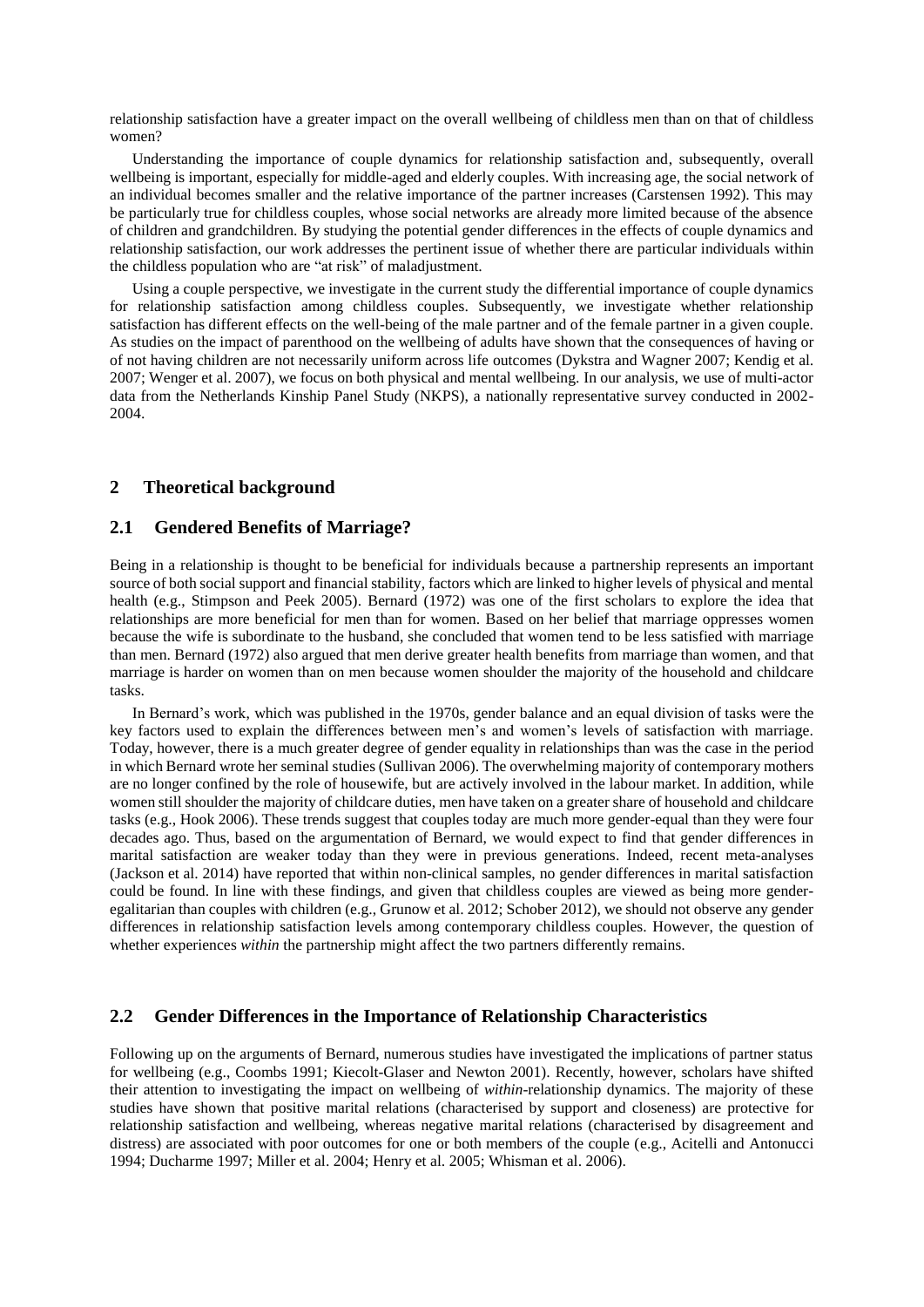relationship satisfaction have a greater impact on the overall wellbeing of childless men than on that of childless women?

Understanding the importance of couple dynamics for relationship satisfaction and, subsequently, overall wellbeing is important, especially for middle-aged and elderly couples. With increasing age, the social network of an individual becomes smaller and the relative importance of the partner increases (Carstensen 1992). This may be particularly true for childless couples, whose social networks are already more limited because of the absence of children and grandchildren. By studying the potential gender differences in the effects of couple dynamics and relationship satisfaction, our work addresses the pertinent issue of whether there are particular individuals within the childless population who are "at risk" of maladjustment.

Using a couple perspective, we investigate in the current study the differential importance of couple dynamics for relationship satisfaction among childless couples. Subsequently, we investigate whether relationship satisfaction has different effects on the well-being of the male partner and of the female partner in a given couple. As studies on the impact of parenthood on the wellbeing of adults have shown that the consequences of having or of not having children are not necessarily uniform across life outcomes (Dykstra and Wagner 2007; Kendig et al. 2007; Wenger et al. 2007), we focus on both physical and mental wellbeing. In our analysis, we use of multi-actor data from the Netherlands Kinship Panel Study (NKPS), a nationally representative survey conducted in 2002-2004.

## 2 Theoretical background

### 2.1 Gendered Benefits of Marriage?

Being in a relationship is thought to be beneficial for individuals because a partnership represents an important source of both social support and financial stability, factors which are linked to higher levels of physical and mental health (e.g., Stimpson and Peek 2005). Bernard (1972) was one of the first scholars to explore the idea that relationships are more beneficial for men than for women. Based on her belief that marriage oppresses women because the wife is subordinate to the husband, she concluded that women tend to be less satisfied with marriage than men. Bernard (1972) also argued that men derive greater health benefits from marriage than women, and that marriage is harder on women than on men because women shoulder the majority of the household and childcare tasks.

In Bernard's work, which was published in the 1970s, gender balance and an equal division of tasks were the key factors used to explain the differences between men's and women's levels of satisfaction with marriage. Today, however, there is a much greater degree of gender equality in relationships than was the case in the period in which Bernard wrote her seminal studies (Sullivan 2006). The overwhelming majority of contemporary mothers are no longer confined by the role of housewife, but are actively involved in the labour market. In addition, while women still shoulder the majority of childcare duties, men have taken on a greater share of household and childcare tasks (e.g., Hook 2006). These trends suggest that couples today are much more gender-equal than they were four decades ago. Thus, based on the argumentation of Bernard, we would expect to find that gender differences in marital satisfaction are weaker today than they were in previous generations. Indeed, recent meta-analyses (Jackson et al. 2014) have reported that within non-clinical samples, no gender differences in marital satisfaction could be found. In line with these findings, and given that childless couples are viewed as being more gender-egalitarian than couples with children (e.g., Grunow et al. 2012; Schober 2012), we should not observe any gender differences in relationship satisfaction levels among contemporary childless couples. However, the question of whether experiences *within* the partnership might affect the two partners differently remains.

### 2.2 Gender Differences in the Importance of Relationship Characteristics

Following up on the arguments of Bernard, numerous studies have investigated the implications of partner status for wellbeing (e.g., Coombs 1991; Kiecolt-Glaser and Newton 2001). Recently, however, scholars have shifted their attention to investigating the impact on wellbeing of *within*-relationship dynamics. The majority of these studies have shown that positive marital relations (characterised by support and closeness) are protective for relationship satisfaction and wellbeing, whereas negative marital relations (characterised by disagreement and distress) are associated with poor outcomes for one or both members of the couple (e.g., Acitelli and Antonucci 1994; Ducharme 1997; Miller et al. 2004; Henry et al. 2005; Whisman et al. 2006).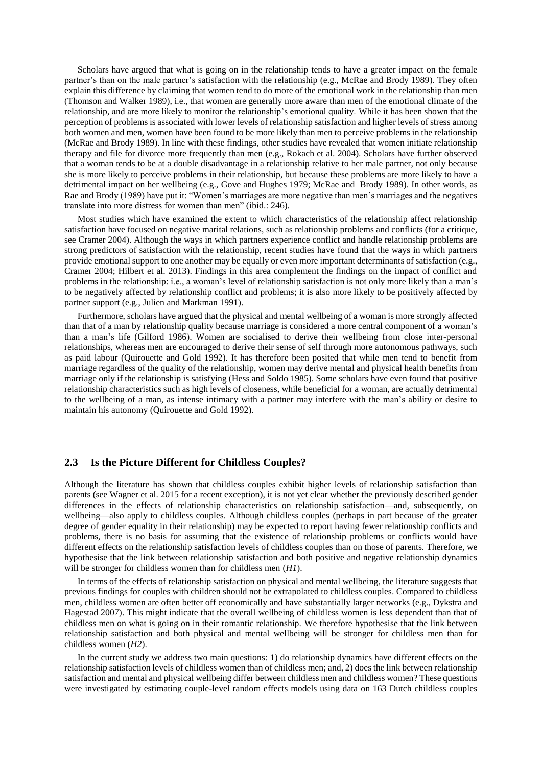Scholars have argued that what is going on in the relationship tends to have a greater impact on the female partner's than on the male partner's satisfaction with the relationship (e.g., McRae and Brody 1989). They often explain this difference by claiming that women tend to do more of the emotional work in the relationship than men (Thomson and Walker 1989), i.e., that women are generally more aware than men of the emotional climate of the relationship, and are more likely to monitor the relationship's emotional quality. While it has been shown that the perception of problems is associated with lower levels of relationship satisfaction and higher levels of stress among both women and men, women have been found to be more likely than men to perceive problems in the relationship (McRae and Brody 1989). In line with these findings, other studies have revealed that women initiate relationship therapy and file for divorce more frequently than men (e.g., Rokach et al. 2004). Scholars have further observed that a woman tends to be at a double disadvantage in a relationship relative to her male partner, not only because she is more likely to perceive problems in their relationship, but because these problems are more likely to have a detrimental impact on her wellbeing (e.g., Gove and Hughes 1979; McRae and Brody 1989). In other words, as Rae and Brody (1989) have put it: "Women's marriages are more negative than men's marriages and the negatives translate into more distress for women than men" (ibid.: 246).

Most studies which have examined the extent to which characteristics of the relationship affect relationship satisfaction have focused on negative marital relations, such as relationship problems and conflicts (for a critique, see Cramer 2004). Although the ways in which partners experience conflict and handle relationship problems are strong predictors of satisfaction with the relationship, recent studies have found that the ways in which partners provide emotional support to one another may be equally or even more important determinants of satisfaction (e.g., Cramer 2004; Hilbert et al. 2013). Findings in this area complement the findings on the impact of conflict and problems in the relationship: i.e., a woman's level of relationship satisfaction is not only more likely than a man's to be negatively affected by relationship conflict and problems; it is also more likely to be positively affected by partner support (e.g., Julien and Markman 1991).

Furthermore, scholars have argued that the physical and mental wellbeing of a woman is more strongly affected than that of a man by relationship quality because marriage is considered a more central component of a woman's than a man's life (Gilford 1986). Women are socialised to derive their wellbeing from close inter-personal relationships, whereas men are encouraged to derive their sense of self through more autonomous pathways, such as paid labour (Quirouette and Gold 1992). It has therefore been posited that while men tend to benefit from marriage regardless of the quality of the relationship, women may derive mental and physical health benefits from marriage only if the relationship is satisfying (Hess and Soldo 1985). Some scholars have even found that positive relationship characteristics such as high levels of closeness, while beneficial for a woman, are actually detrimental to the wellbeing of a man, as intense intimacy with a partner may interfere with the man's ability or desire to maintain his autonomy (Quirouette and Gold 1992).

## 2.3 Is the Picture Different for Childless Couples?

Although the literature has shown that childless couples exhibit higher levels of relationship satisfaction than parents (see Wagner et al. 2015 for a recent exception), it is not yet clear whether the previously described gender differences in the effects of relationship characteristics on relationship satisfaction—and, subsequently, on wellbeing—also apply to childless couples. Although childless couples (perhaps in part because of the greater degree of gender equality in their relationship) may be expected to report having fewer relationship conflicts and problems, there is no basis for assuming that the existence of relationship problems or conflicts would have different effects on the relationship satisfaction levels of childless couples than on those of parents. Therefore, we hypothesise that the link between relationship satisfaction and both positive and negative relationship dynamics will be stronger for childless women than for childless men (*H1*).

In terms of the effects of relationship satisfaction on physical and mental wellbeing, the literature suggests that previous findings for couples with children should not be extrapolated to childless couples. Compared to childless men, childless women are often better off economically and have substantially larger networks (e.g., Dykstra and Hagestad 2007). This might indicate that the overall wellbeing of childless women is less dependent than that of childless men on what is going on in their romantic relationship. We therefore hypothesise that the link between relationship satisfaction and both physical and mental wellbeing will be stronger for childless men than for childless women (*H2*).

In the current study we address two main questions: 1) do relationship dynamics have different effects on the relationship satisfaction levels of childless women than of childless men; and, 2) does the link between relationship satisfaction and mental and physical wellbeing differ between childless men and childless women? These questions were investigated by estimating couple-level random effects models using data on 163 Dutch childless couples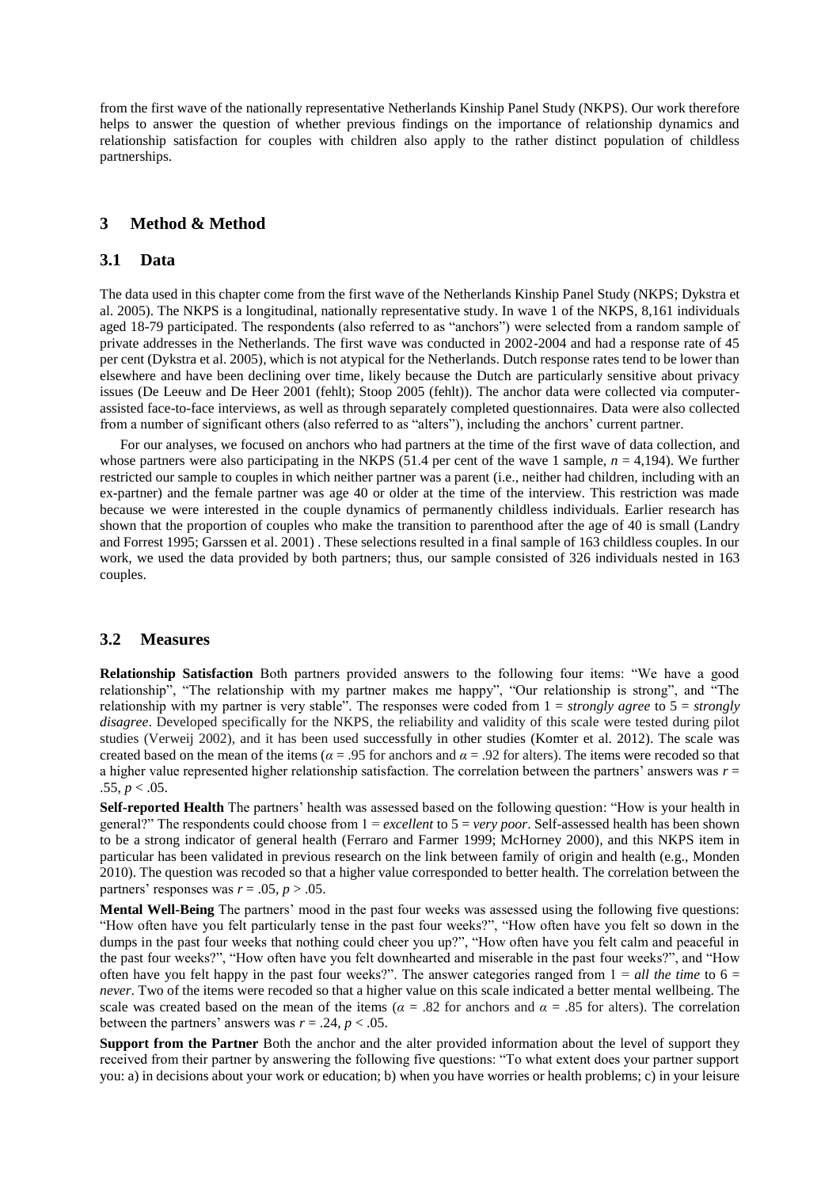from the first wave of the nationally representative Netherlands Kinship Panel Study (NKPS). Our work therefore helps to answer the question of whether previous findings on the importance of relationship dynamics and relationship satisfaction for couples with children also apply to the rather distinct population of childless partnerships.

## 3 Method & Method

### 3.1 Data

The data used in this chapter come from the first wave of the Netherlands Kinship Panel Study (NKPS; Dykstra et al. 2005). The NKPS is a longitudinal, nationally representative study. In wave 1 of the NKPS, 8,161 individuals aged 18-79 participated. The respondents (also referred to as "anchors") were selected from a random sample of private addresses in the Netherlands. The first wave was conducted in 2002-2004 and had a response rate of 45 per cent (Dykstra et al. 2005), which is not atypical for the Netherlands. Dutch response rates tend to be lower than elsewhere and have been declining over time, likely because the Dutch are particularly sensitive about privacy issues (De Leeuw and De Heer 2001 (fehlt); Stoop 2005 (fehlt)). The anchor data were collected via computer-assisted face-to-face interviews, as well as through separately completed questionnaires. Data were also collected from a number of significant others (also referred to as "alters"), including the anchors' current partner.

For our analyses, we focused on anchors who had partners at the time of the first wave of data collection, and whose partners were also participating in the NKPS (51.4 per cent of the wave 1 sample, $n$ = 4,194). We further restricted our sample to couples in which neither partner was a parent (i.e., neither had children, including with an ex-partner) and the female partner was age 40 or older at the time of the interview. This restriction was made because we were interested in the couple dynamics of permanently childless individuals. Earlier research has shown that the proportion of couples who make the transition to parenthood after the age of 40 is small (Landry and Forrest 1995; Garssen et al. 2001) . These selections resulted in a final sample of 163 childless couples. In our work, we used the data provided by both partners; thus, our sample consisted of 326 individuals nested in 163 couples.

### 3.2 Measures

**Relationship Satisfaction** Both partners provided answers to the following four items: "We have a good relationship", "The relationship with my partner makes me happy", "Our relationship is strong", and "The relationship with my partner is very stable". The responses were coded from 1 = *strongly agree* to 5 = *strongly disagree*. Developed specifically for the NKPS, the reliability and validity of this scale were tested during pilot studies (Verweij 2002), and it has been used successfully in other studies (Komter et al. 2012). The scale was created based on the mean of the items ($\alpha$ = .95 for anchors and $\alpha$ = .92 for alters). The items were recoded so that a higher value represented higher relationship satisfaction. The correlation between the partners' answers was $r$ = .55, $p$ < .05.

**Self-reported Health** The partners' health was assessed based on the following question: "How is your health in general?" The respondents could choose from 1 = *excellent* to 5 = *very poor*. Self-assessed health has been shown to be a strong indicator of general health (Ferraro and Farmer 1999; McHorney 2000), and this NKPS item in particular has been validated in previous research on the link between family of origin and health (e.g., Monden 2010). The question was recoded so that a higher value corresponded to better health. The correlation between the partners' responses was $r$ = .05, $p$ > .05.

**Mental Well-Being** The partners' mood in the past four weeks was assessed using the following five questions: "How often have you felt particularly tense in the past four weeks?", "How often have you felt so down in the dumps in the past four weeks that nothing could cheer you up?", "How often have you felt calm and peaceful in the past four weeks?", "How often have you felt downhearted and miserable in the past four weeks?", and "How often have you felt happy in the past four weeks?". The answer categories ranged from 1 = *all the time* to 6 = *never*. Two of the items were recoded so that a higher value on this scale indicated a better mental wellbeing. The scale was created based on the mean of the items ($\alpha$ = .82 for anchors and $\alpha$ = .85 for alters). The correlation between the partners' answers was $r$ = .24, $p$ < .05.

**Support from the Partner** Both the anchor and the alter provided information about the level of support they received from their partner by answering the following five questions: "To what extent does your partner support you: a) in decisions about your work or education; b) when you have worries or health problems; c) in your leisure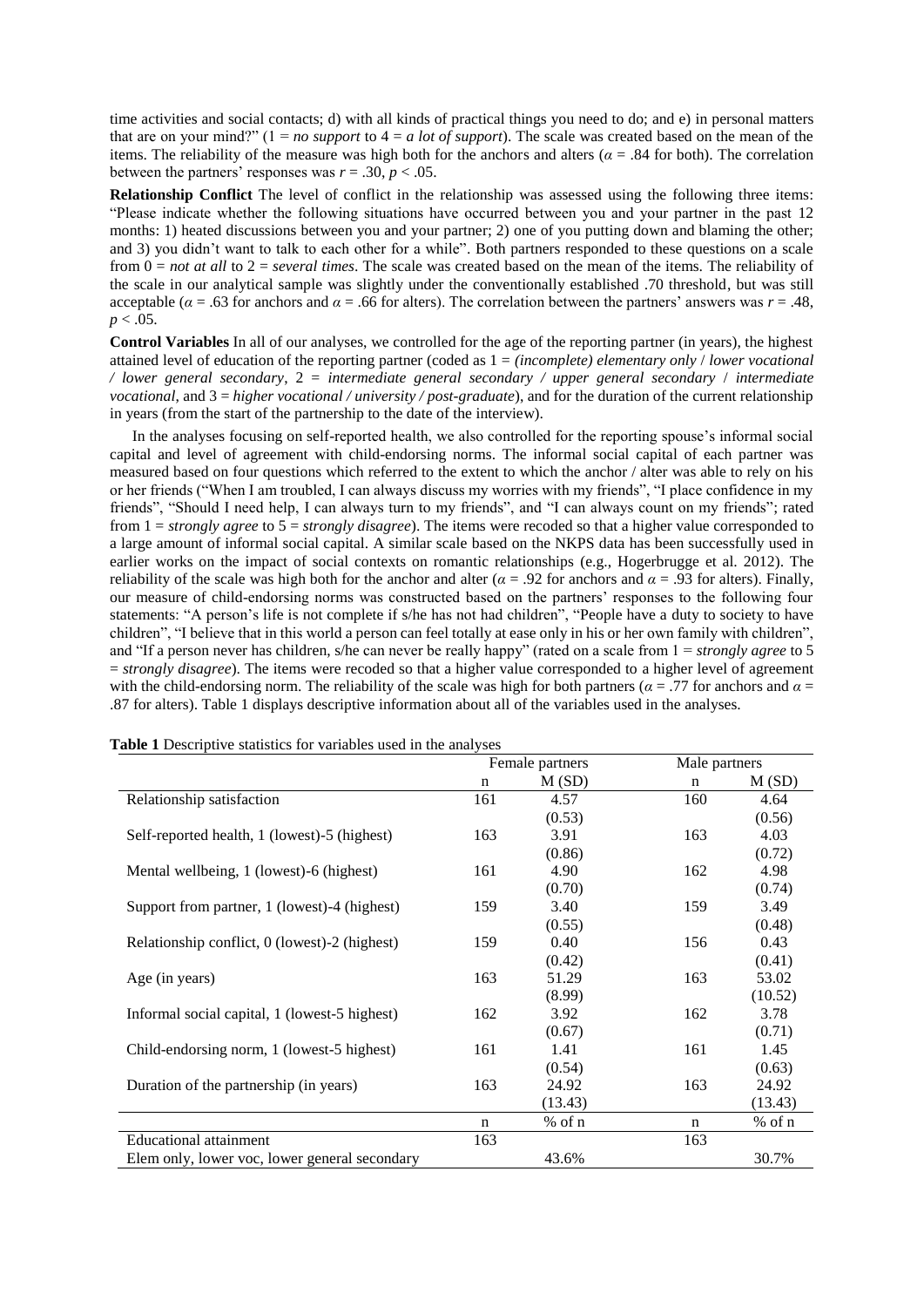time activities and social contacts; d) with all kinds of practical things you need to do; and e) in personal matters that are on your mind?" (1 = *no support* to 4 = *a lot of support*). The scale was created based on the mean of the items. The reliability of the measure was high both for the anchors and alters ($\alpha$ = .84 for both). The correlation between the partners' responses was $r = .30$, $p < .05$.

**Relationship Conflict** The level of conflict in the relationship was assessed using the following three items: "Please indicate whether the following situations have occurred between you and your partner in the past 12 months: 1) heated discussions between you and your partner; 2) one of you putting down and blaming the other; and 3) you didn't want to talk to each other for a while". Both partners responded to these questions on a scale from 0 = *not at all* to 2 = *several times*. The scale was created based on the mean of the items. The reliability of the scale in our analytical sample was slightly under the conventionally established .70 threshold, but was still acceptable ($\alpha$ = .63 for anchors and $\alpha$ = .66 for alters). The correlation between the partners' answers was $r = .48$, $p < .05$.

**Control Variables** In all of our analyses, we controlled for the age of the reporting partner (in years), the highest attained level of education of the reporting partner (coded as 1 = *(incomplete) elementary only* / *lower vocational / lower general secondary*, 2 = *intermediate general secondary / upper general secondary* / *intermediate vocational*, and 3 = *higher vocational / university / post-graduate*), and for the duration of the current relationship in years (from the start of the partnership to the date of the interview).

In the analyses focusing on self-reported health, we also controlled for the reporting spouse's informal social capital and level of agreement with child-endorsing norms. The informal social capital of each partner was measured based on four questions which referred to the extent to which the anchor / alter was able to rely on his or her friends ("When I am troubled, I can always discuss my worries with my friends", "I place confidence in my friends", "Should I need help, I can always turn to my friends", and "I can always count on my friends"; rated from 1 = *strongly agree* to 5 = *strongly disagree*). The items were recoded so that a higher value corresponded to a large amount of informal social capital. A similar scale based on the NKPS data has been successfully used in earlier works on the impact of social contexts on romantic relationships (e.g., Hogerbrugge et al. 2012). The reliability of the scale was high both for the anchor and alter ($\alpha$ = .92 for anchors and $\alpha$ = .93 for alters). Finally, our measure of child-endorsing norms was constructed based on the partners' responses to the following four statements: "A person's life is not complete if s/he has not had children", "People have a duty to society to have children", "I believe that in this world a person can feel totally at ease only in his or her own family with children", and "If a person never has children, s/he can never be really happy" (rated on a scale from 1 = *strongly agree* to 5 = *strongly disagree*). The items were recoded so that a higher value corresponded to a higher level of agreement with the child-endorsing norm. The reliability of the scale was high for both partners ($\alpha$ = .77 for anchors and $\alpha$ = .87 for alters). Table 1 displays descriptive information about all of the variables used in the analyses.

**Table 1** Descriptive statistics for variables used in the analyses

| | Female partners | | Male partners | |
|---|---|---|---|---|
| | n | M (SD) | n | M (SD) |
| Relationship satisfaction | 161 | 4.57 (0.53) | 160 | 4.64 (0.56) |
| Self-reported health, 1 (lowest)-5 (highest) | 163 | 3.91 (0.86) | 163 | 4.03 (0.72) |
| Mental wellbeing, 1 (lowest)-6 (highest) | 161 | 4.90 (0.70) | 162 | 4.98 (0.74) |
| Support from partner, 1 (lowest)-4 (highest) | 159 | 3.40 (0.55) | 159 | 3.49 (0.48) |
| Relationship conflict, 0 (lowest)-2 (highest) | 159 | 0.40 (0.42) | 156 | 0.43 (0.41) |
| Age (in years) | 163 | 51.29 (8.99) | 163 | 53.02 (10.52) |
| Informal social capital, 1 (lowest-5 highest) | 162 | 3.92 (0.67) | 162 | 3.78 (0.71) |
| Child-endorsing norm, 1 (lowest-5 highest) | 161 | 1.41 (0.54) | 161 | 1.45 (0.63) |
| Duration of the partnership (in years) | 163 | 24.92 (13.43) | 163 | 24.92 (13.43) |
| | n | % of n | n | % of n |
| Educational attainment | 163 | | 163 | |
| Elem only, lower voc, lower general secondary | | 43.6% | | 30.7% |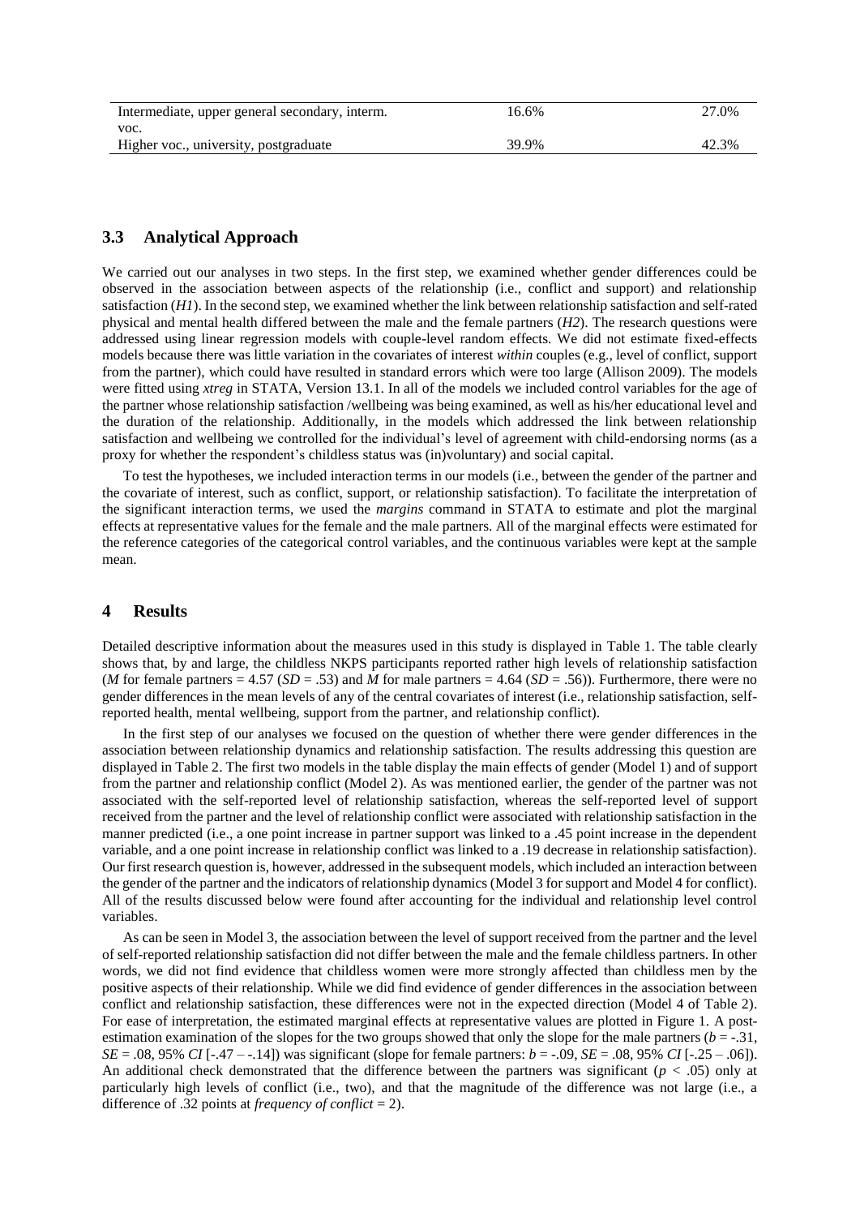| | | |
|---|---|---|
| Intermediate, upper general secondary, interm. voc. | 16.6% | 27.0% |
| Higher voc., university, postgraduate | 39.9% | 42.3% |

### 3.3 Analytical Approach

We carried out our analyses in two steps. In the first step, we examined whether gender differences could be observed in the association between aspects of the relationship (i.e., conflict and support) and relationship satisfaction (*H1*). In the second step, we examined whether the link between relationship satisfaction and self-rated physical and mental health differed between the male and the female partners (*H2*). The research questions were addressed using linear regression models with couple-level random effects. We did not estimate fixed-effects models because there was little variation in the covariates of interest *within* couples (e.g., level of conflict, support from the partner), which could have resulted in standard errors which were too large (Allison 2009). The models were fitted using *xtreg* in STATA, Version 13.1. In all of the models we included control variables for the age of the partner whose relationship satisfaction /wellbeing was being examined, as well as his/her educational level and the duration of the relationship. Additionally, in the models which addressed the link between relationship satisfaction and wellbeing we controlled for the individual's level of agreement with child-endorsing norms (as a proxy for whether the respondent's childless status was (in)voluntary) and social capital.

To test the hypotheses, we included interaction terms in our models (i.e., between the gender of the partner and the covariate of interest, such as conflict, support, or relationship satisfaction). To facilitate the interpretation of the significant interaction terms, we used the *margins* command in STATA to estimate and plot the marginal effects at representative values for the female and the male partners. All of the marginal effects were estimated for the reference categories of the categorical control variables, and the continuous variables were kept at the sample mean.

## 4 Results

Detailed descriptive information about the measures used in this study is displayed in Table 1. The table clearly shows that, by and large, the childless NKPS participants reported rather high levels of relationship satisfaction (*M* for female partners = 4.57 (*SD* = .53) and *M* for male partners = 4.64 (*SD* = .56)). Furthermore, there were no gender differences in the mean levels of any of the central covariates of interest (i.e., relationship satisfaction, self-reported health, mental wellbeing, support from the partner, and relationship conflict).

In the first step of our analyses we focused on the question of whether there were gender differences in the association between relationship dynamics and relationship satisfaction. The results addressing this question are displayed in Table 2. The first two models in the table display the main effects of gender (Model 1) and of support from the partner and relationship conflict (Model 2). As was mentioned earlier, the gender of the partner was not associated with the self-reported level of relationship satisfaction, whereas the self-reported level of support received from the partner and the level of relationship conflict were associated with relationship satisfaction in the manner predicted (i.e., a one point increase in partner support was linked to a .45 point increase in the dependent variable, and a one point increase in relationship conflict was linked to a .19 decrease in relationship satisfaction). Our first research question is, however, addressed in the subsequent models, which included an interaction between the gender of the partner and the indicators of relationship dynamics (Model 3 for support and Model 4 for conflict). All of the results discussed below were found after accounting for the individual and relationship level control variables.

As can be seen in Model 3, the association between the level of support received from the partner and the level of self-reported relationship satisfaction did not differ between the male and the female childless partners. In other words, we did not find evidence that childless women were more strongly affected than childless men by the positive aspects of their relationship. While we did find evidence of gender differences in the association between conflict and relationship satisfaction, these differences were not in the expected direction (Model 4 of Table 2). For ease of interpretation, the estimated marginal effects at representative values are plotted in Figure 1. A post-estimation examination of the slopes for the two groups showed that only the slope for the male partners ($b$ = -.31, *SE* = .08, 95% *CI* [-.47 – -.14]) was significant (slope for female partners: $b$ = -.09, *SE* = .08, 95% *CI* [-.25 – .06]). An additional check demonstrated that the difference between the partners was significant ($p < .05$) only at particularly high levels of conflict (i.e., two), and that the magnitude of the difference was not large (i.e., a difference of .32 points at *frequency of conflict* = 2).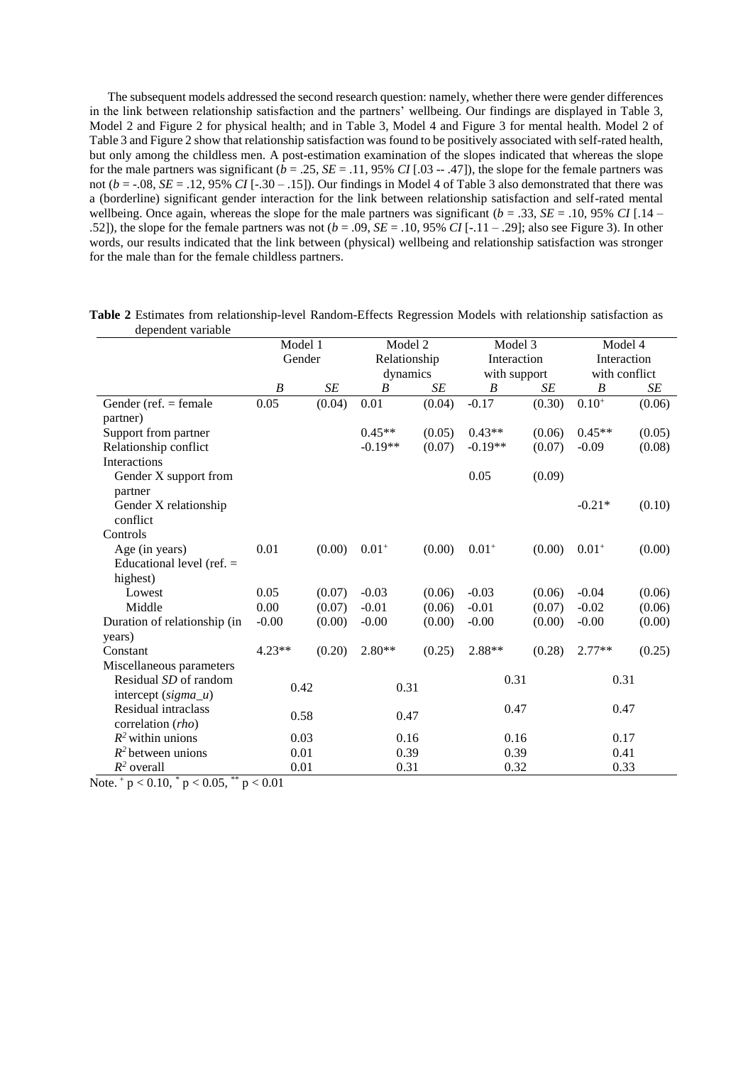The subsequent models addressed the second research question: namely, whether there were gender differences in the link between relationship satisfaction and the partners' wellbeing. Our findings are displayed in Table 3, Model 2 and Figure 2 for physical health; and in Table 3, Model 4 and Figure 3 for mental health. Model 2 of Table 3 and Figure 2 show that relationship satisfaction was found to be positively associated with self-rated health, but only among the childless men. A post-estimation examination of the slopes indicated that whereas the slope for the male partners was significant ($b$ = .25, $SE$ = .11, 95% $CI$ [.03 -- .47]), the slope for the female partners was not ($b$ = -.08, $SE$ = .12, 95% $CI$ [-.30 – .15]). Our findings in Model 4 of Table 3 also demonstrated that there was a (borderline) significant gender interaction for the link between relationship satisfaction and self-rated mental wellbeing. Once again, whereas the slope for the male partners was significant ($b$ = .33, $SE$ = .10, 95% $CI$ [.14 – .52]), the slope for the female partners was not ($b$ = .09, $SE$ = .10, 95% $CI$ [-.11 – .29]; also see Figure 3). In other words, our results indicated that the link between (physical) wellbeing and relationship satisfaction was stronger for the male than for the female childless partners.

**Table 2** Estimates from relationship-level Random-Effects Regression Models with relationship satisfaction as dependent variable

| | Model 1 Gender | | Model 2 Relationship dynamics | | Model 3 Interaction with support | | Model 4 Interaction with conflict | |
|---|---|---|---|---|---|---|---|---|
| | *B* | *SE* | *B* | *SE* | *B* | *SE* | *B* | *SE* |
| Gender (ref. = female partner) | 0.05 | (0.04) | 0.01 | (0.04) | -0.17 | (0.30) | $0.10^+$ | (0.06) |
| Support from partner | | | 0.45** | (0.05) | 0.43** | (0.06) | 0.45** | (0.05) |
| Relationship conflict | | | -0.19** | (0.07) | -0.19** | (0.07) | -0.09 | (0.08) |
| Interactions | | | | | | | | |
| Gender X support from partner | | | | | 0.05 | (0.09) | | |
| Gender X relationship conflict | | | | | | | -0.21* | (0.10) |
| Controls | | | | | | | | |
| Age (in years) | 0.01 | (0.00) | $0.01^+$ | (0.00) | $0.01^+$ | (0.00) | $0.01^+$ | (0.00) |
| Educational level (ref. = highest) | | | | | | | | |
| Lowest | 0.05 | (0.07) | -0.03 | (0.06) | -0.03 | (0.06) | -0.04 | (0.06) |
| Middle | 0.00 | (0.07) | -0.01 | (0.06) | -0.01 | (0.07) | -0.02 | (0.06) |
| Duration of relationship (in years) | -0.00 | (0.00) | -0.00 | (0.00) | -0.00 | (0.00) | -0.00 | (0.00) |
| Constant | 4.23** | (0.20) | 2.80** | (0.25) | 2.88** | (0.28) | 2.77** | (0.25) |
| Miscellaneous parameters | | | | | | | | |
| Residual *SD* of random intercept (*sigma_u*) | 0.42 | | 0.31 | | 0.31 | | 0.31 | |
| Residual intraclass correlation (*rho*) | 0.58 | | 0.47 | | 0.47 | | 0.47 | |
| $R^2$ within unions | 0.03 | | 0.16 | | 0.16 | | 0.17 | |
| $R^2$ between unions | 0.01 | | 0.39 | | 0.39 | | 0.41 | |
| $R^2$ overall | 0.01 | | 0.31 | | 0.32 | | 0.33 | |

Note. $^+$ $p < 0.10$, $^*$ $p < 0.05$, $^{**}$ $p < 0.01$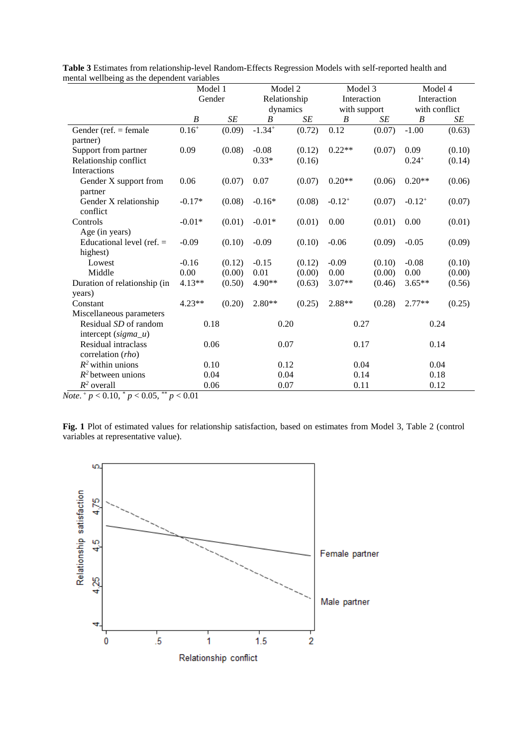**Table 3** Estimates from relationship-level Random-Effects Regression Models with self-reported health and mental wellbeing as the dependent variables

| | Model 1 Gender | | Model 2 Relationship dynamics | | Model 3 Interaction with support | | Model 4 Interaction with conflict | |
|---|---|---|---|---|---|---|---|---|
| | *B* | *SE* | *B* | *SE* | *B* | *SE* | *B* | *SE* |
| Gender (ref. = female partner) | 0.16+ | (0.09) | -1.34+ | (0.72) | 0.12 | (0.07) | -1.00 | (0.63) |
| Support from partner | 0.09 | (0.08) | -0.08 | (0.12) | 0.22** | (0.07) | 0.09 | (0.10) |
| Relationship conflict | | | 0.33* | (0.16) | | | 0.24+ | (0.14) |
| Interactions | | | | | | | | |
| Gender X support from partner | 0.06 | (0.07) | 0.07 | (0.07) | 0.20** | (0.06) | 0.20** | (0.06) |
| Gender X relationship conflict | -0.17* | (0.08) | -0.16* | (0.08) | -0.12+ | (0.07) | -0.12+ | (0.07) |
| Controls | -0.01* | (0.01) | -0.01* | (0.01) | 0.00 | (0.01) | 0.00 | (0.01) |
| Age (in years) | | | | | | | | |
| Educational level (ref. = highest) | -0.09 | (0.10) | -0.09 | (0.10) | -0.06 | (0.09) | -0.05 | (0.09) |
| Lowest | -0.16 | (0.12) | -0.15 | (0.12) | -0.09 | (0.10) | -0.08 | (0.10) |
| Middle | 0.00 | (0.00) | 0.01 | (0.00) | 0.00 | (0.00) | 0.00 | (0.00) |
| Duration of relationship (in years) | 4.13** | (0.50) | 4.90** | (0.63) | 3.07** | (0.46) | 3.65** | (0.56) |
| Constant | 4.23** | (0.20) | 2.80** | (0.25) | 2.88** | (0.28) | 2.77** | (0.25) |
| Miscellaneous parameters | | | | | | | | |
| Residual *SD* of random intercept (*sigma_u*) | 0.18 | | 0.20 | | 0.27 | | 0.24 | |
| Residual intraclass correlation (*rho*) | 0.06 | | 0.07 | | 0.17 | | 0.14 | |
| $R^2$ within unions | 0.10 | | 0.12 | | 0.04 | | 0.04 | |
| $R^2$ between unions | 0.04 | | 0.04 | | 0.14 | | 0.18 | |
| $R^2$ overall | 0.06 | | 0.07 | | 0.11 | | 0.12 | |

*Note.* $^{+}$ $p < 0.10$, $^{*}$ $p < 0.05$, $^{**}$ $p < 0.01$

**Fig. 1** Plot of estimated values for relationship satisfaction, based on estimates from Model 3, Table 2 (control variables at representative value).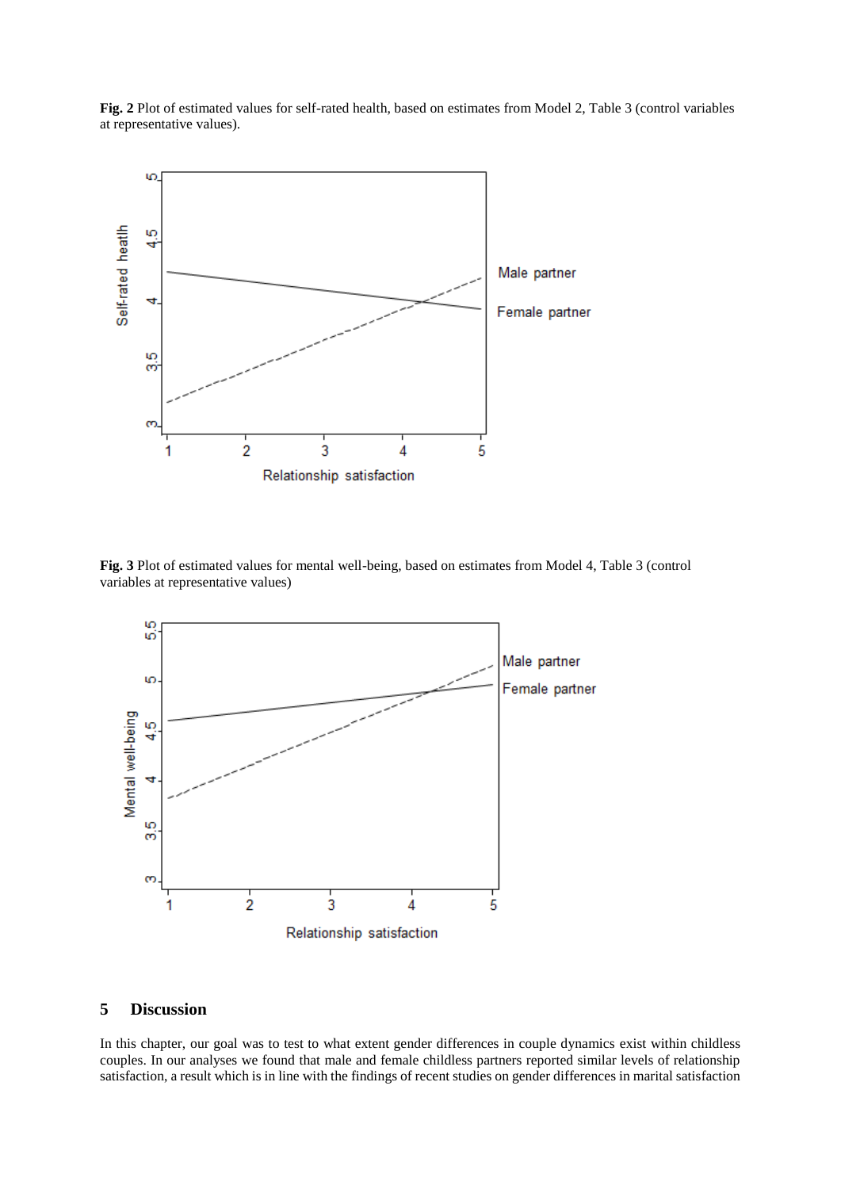**Fig. 2** Plot of estimated values for self-rated health, based on estimates from Model 2, Table 3 (control variables at representative values).

**Fig. 3** Plot of estimated values for mental well-being, based on estimates from Model 4, Table 3 (control variables at representative values)

## 5 Discussion

In this chapter, our goal was to test to what extent gender differences in couple dynamics exist within childless couples. In our analyses we found that male and female childless partners reported similar levels of relationship satisfaction, a result which is in line with the findings of recent studies on gender differences in marital satisfaction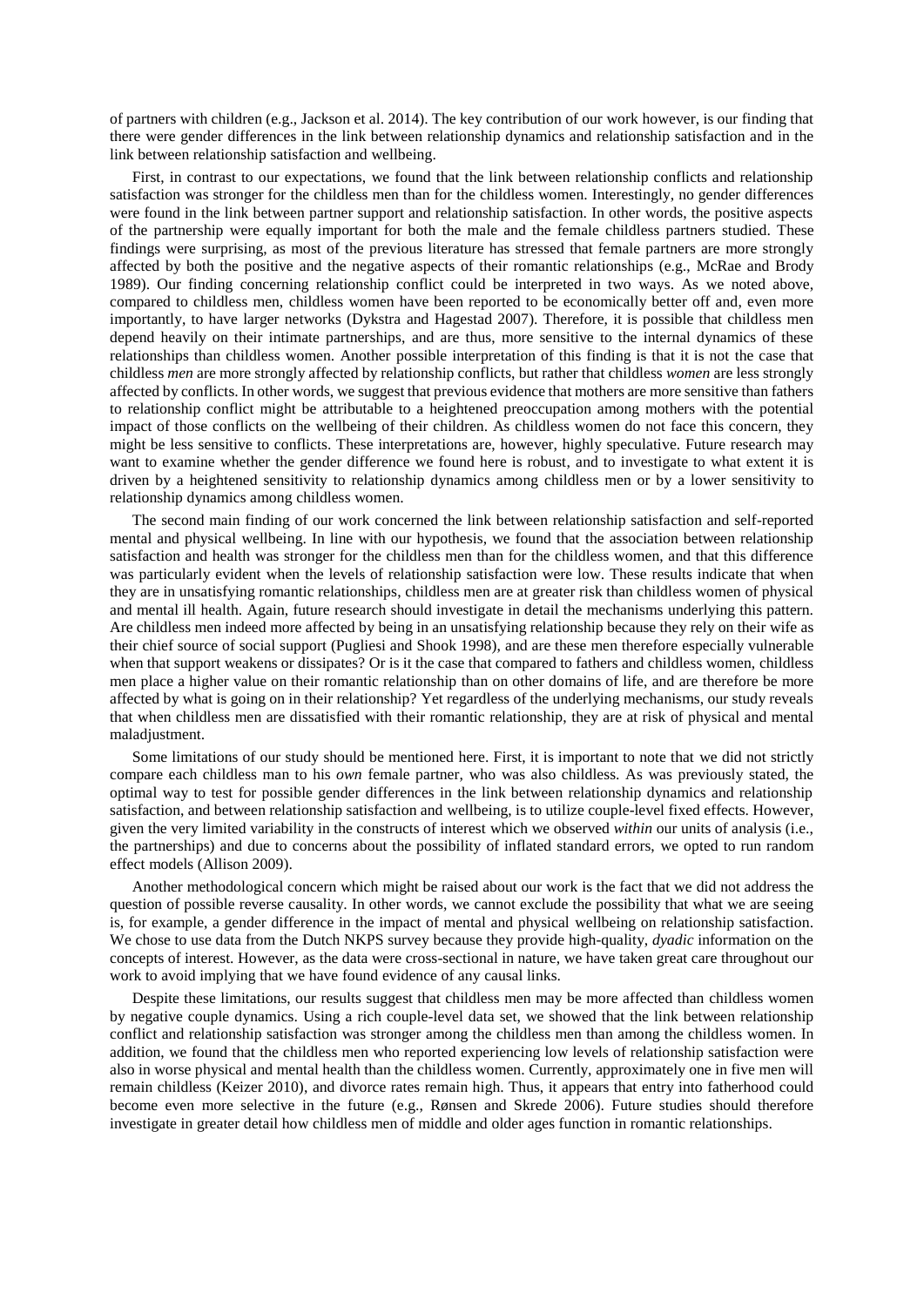of partners with children (e.g., Jackson et al. 2014). The key contribution of our work however, is our finding that there were gender differences in the link between relationship dynamics and relationship satisfaction and in the link between relationship satisfaction and wellbeing.

First, in contrast to our expectations, we found that the link between relationship conflicts and relationship satisfaction was stronger for the childless men than for the childless women. Interestingly, no gender differences were found in the link between partner support and relationship satisfaction. In other words, the positive aspects of the partnership were equally important for both the male and the female childless partners studied. These findings were surprising, as most of the previous literature has stressed that female partners are more strongly affected by both the positive and the negative aspects of their romantic relationships (e.g., McRae and Brody 1989). Our finding concerning relationship conflict could be interpreted in two ways. As we noted above, compared to childless men, childless women have been reported to be economically better off and, even more importantly, to have larger networks (Dykstra and Hagestad 2007). Therefore, it is possible that childless men depend heavily on their intimate partnerships, and are thus, more sensitive to the internal dynamics of these relationships than childless women. Another possible interpretation of this finding is that it is not the case that childless *men* are more strongly affected by relationship conflicts, but rather that childless *women* are less strongly affected by conflicts. In other words, we suggest that previous evidence that mothers are more sensitive than fathers to relationship conflict might be attributable to a heightened preoccupation among mothers with the potential impact of those conflicts on the wellbeing of their children. As childless women do not face this concern, they might be less sensitive to conflicts. These interpretations are, however, highly speculative. Future research may want to examine whether the gender difference we found here is robust, and to investigate to what extent it is driven by a heightened sensitivity to relationship dynamics among childless men or by a lower sensitivity to relationship dynamics among childless women.

The second main finding of our work concerned the link between relationship satisfaction and self-reported mental and physical wellbeing. In line with our hypothesis, we found that the association between relationship satisfaction and health was stronger for the childless men than for the childless women, and that this difference was particularly evident when the levels of relationship satisfaction were low. These results indicate that when they are in unsatisfying romantic relationships, childless men are at greater risk than childless women of physical and mental ill health. Again, future research should investigate in detail the mechanisms underlying this pattern. Are childless men indeed more affected by being in an unsatisfying relationship because they rely on their wife as their chief source of social support (Pugliesi and Shook 1998), and are these men therefore especially vulnerable when that support weakens or dissipates? Or is it the case that compared to fathers and childless women, childless men place a higher value on their romantic relationship than on other domains of life, and are therefore be more affected by what is going on in their relationship? Yet regardless of the underlying mechanisms, our study reveals that when childless men are dissatisfied with their romantic relationship, they are at risk of physical and mental maladjustment.

Some limitations of our study should be mentioned here. First, it is important to note that we did not strictly compare each childless man to his *own* female partner, who was also childless. As was previously stated, the optimal way to test for possible gender differences in the link between relationship dynamics and relationship satisfaction, and between relationship satisfaction and wellbeing, is to utilize couple-level fixed effects. However, given the very limited variability in the constructs of interest which we observed *within* our units of analysis (i.e., the partnerships) and due to concerns about the possibility of inflated standard errors, we opted to run random effect models (Allison 2009).

Another methodological concern which might be raised about our work is the fact that we did not address the question of possible reverse causality. In other words, we cannot exclude the possibility that what we are seeing is, for example, a gender difference in the impact of mental and physical wellbeing on relationship satisfaction. We chose to use data from the Dutch NKPS survey because they provide high-quality, *dyadic* information on the concepts of interest. However, as the data were cross-sectional in nature, we have taken great care throughout our work to avoid implying that we have found evidence of any causal links.

Despite these limitations, our results suggest that childless men may be more affected than childless women by negative couple dynamics. Using a rich couple-level data set, we showed that the link between relationship conflict and relationship satisfaction was stronger among the childless men than among the childless women. In addition, we found that the childless men who reported experiencing low levels of relationship satisfaction were also in worse physical and mental health than the childless women. Currently, approximately one in five men will remain childless (Keizer 2010), and divorce rates remain high. Thus, it appears that entry into fatherhood could become even more selective in the future (e.g., Rønsen and Skrede 2006). Future studies should therefore investigate in greater detail how childless men of middle and older ages function in romantic relationships.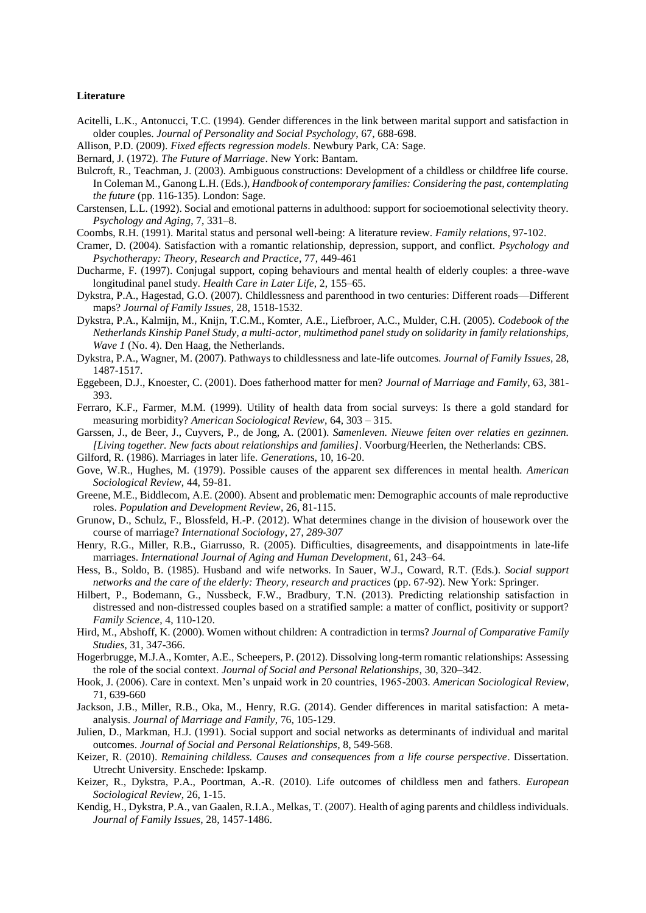**Literature**

Acitelli, L.K., Antonucci, T.C. (1994). Gender differences in the link between marital support and satisfaction in older couples. *Journal of Personality and Social Psychology*, 67, 688-698.

Allison, P.D. (2009). *Fixed effects regression models*. Newbury Park, CA: Sage.

Bernard, J. (1972). *The Future of Marriage*. New York: Bantam.

Bulcroft, R., Teachman, J. (2003). Ambiguous constructions: Development of a childless or childfree life course. In Coleman M., Ganong L.H. (Eds.), *Handbook of contemporary families: Considering the past, contemplating the future* (pp. 116-135). London: Sage.

Carstensen, L.L. (1992). Social and emotional patterns in adulthood: support for socioemotional selectivity theory. *Psychology and Aging*, 7, 331–8.

Coombs, R.H. (1991). Marital status and personal well-being: A literature review. *Family relations*, 97-102.

Cramer, D. (2004). Satisfaction with a romantic relationship, depression, support, and conflict. *Psychology and Psychotherapy: Theory, Research and Practice*, 77, 449-461

Ducharme, F. (1997). Conjugal support, coping behaviours and mental health of elderly couples: a three-wave longitudinal panel study. *Health Care in Later Life*, 2, 155–65.

Dykstra, P.A., Hagestad, G.O. (2007). Childlessness and parenthood in two centuries: Different roads—Different maps? *Journal of Family Issues*, 28, 1518-1532.

Dykstra, P.A., Kalmijn, M., Knijn, T.C.M., Komter, A.E., Liefbroer, A.C., Mulder, C.H. (2005). *Codebook of the Netherlands Kinship Panel Study, a multi-actor, multimethod panel study on solidarity in family relationships, Wave 1* (No. 4). Den Haag, the Netherlands.

Dykstra, P.A., Wagner, M. (2007). Pathways to childlessness and late-life outcomes. *Journal of Family Issues*, 28, 1487-1517.

Eggebeen, D.J., Knoester, C. (2001). Does fatherhood matter for men? *Journal of Marriage and Family*, 63, 381-393.

Ferraro, K.F., Farmer, M.M. (1999). Utility of health data from social surveys: Is there a gold standard for measuring morbidity? *American Sociological Review*, 64, 303 – 315.

Garssen, J., de Beer, J., Cuyvers, P., de Jong, A. (2001). *Samenleven. Nieuwe feiten over relaties en gezinnen. [Living together. New facts about relationships and families]*. Voorburg/Heerlen, the Netherlands: CBS.

Gilford, R. (1986). Marriages in later life. *Generations*, 10, 16-20.

Gove, W.R., Hughes, M. (1979). Possible causes of the apparent sex differences in mental health. *American Sociological Review*, 44, 59-81.

Greene, M.E., Biddlecom, A.E. (2000). Absent and problematic men: Demographic accounts of male reproductive roles. *Population and Development Review*, 26, 81-115.

Grunow, D., Schulz, F., Blossfeld, H.-P. (2012). What determines change in the division of housework over the course of marriage? *International Sociology*, 27, *289-307*

Henry, R.G., Miller, R.B., Giarrusso, R. (2005). Difficulties, disagreements, and disappointments in late-life marriages. *International Journal of Aging and Human Development*, 61, 243–64.

Hess, B., Soldo, B. (1985). Husband and wife networks. In Sauer, W.J., Coward, R.T. (Eds.). *Social support networks and the care of the elderly: Theory, research and practices* (pp. 67-92). New York: Springer.

Hilbert, P., Bodemann, G., Nussbeck, F.W., Bradbury, T.N. (2013). Predicting relationship satisfaction in distressed and non-distressed couples based on a stratified sample: a matter of conflict, positivity or support? *Family Science*, 4, 110-120.

Hird, M., Abshoff, K. (2000). Women without children: A contradiction in terms? *Journal of Comparative Family Studies*, 31, 347-366.

Hogerbrugge, M.J.A., Komter, A.E., Scheepers, P. (2012). Dissolving long-term romantic relationships: Assessing the role of the social context. *Journal of Social and Personal Relationships*, 30, 320–342.

Hook, J. (2006). Care in context. Men's unpaid work in 20 countries, 1965-2003. *American Sociological Review*, 71, 639-660

Jackson, J.B., Miller, R.B., Oka, M., Henry, R.G. (2014). Gender differences in marital satisfaction: A meta-analysis. *Journal of Marriage and Family*, 76, 105-129.

Julien, D., Markman, H.J. (1991). Social support and social networks as determinants of individual and marital outcomes. *Journal of Social and Personal Relationships*, 8, 549-568.

Keizer, R. (2010). *Remaining childless. Causes and consequences from a life course perspective*. Dissertation. Utrecht University. Enschede: Ipskamp.

Keizer, R., Dykstra, P.A., Poortman, A.-R. (2010). Life outcomes of childless men and fathers. *European Sociological Review*, 26, 1-15.

Kendig, H., Dykstra, P.A., van Gaalen, R.I.A., Melkas, T. (2007). Health of aging parents and childless individuals. *Journal of Family Issues*, 28, 1457-1486.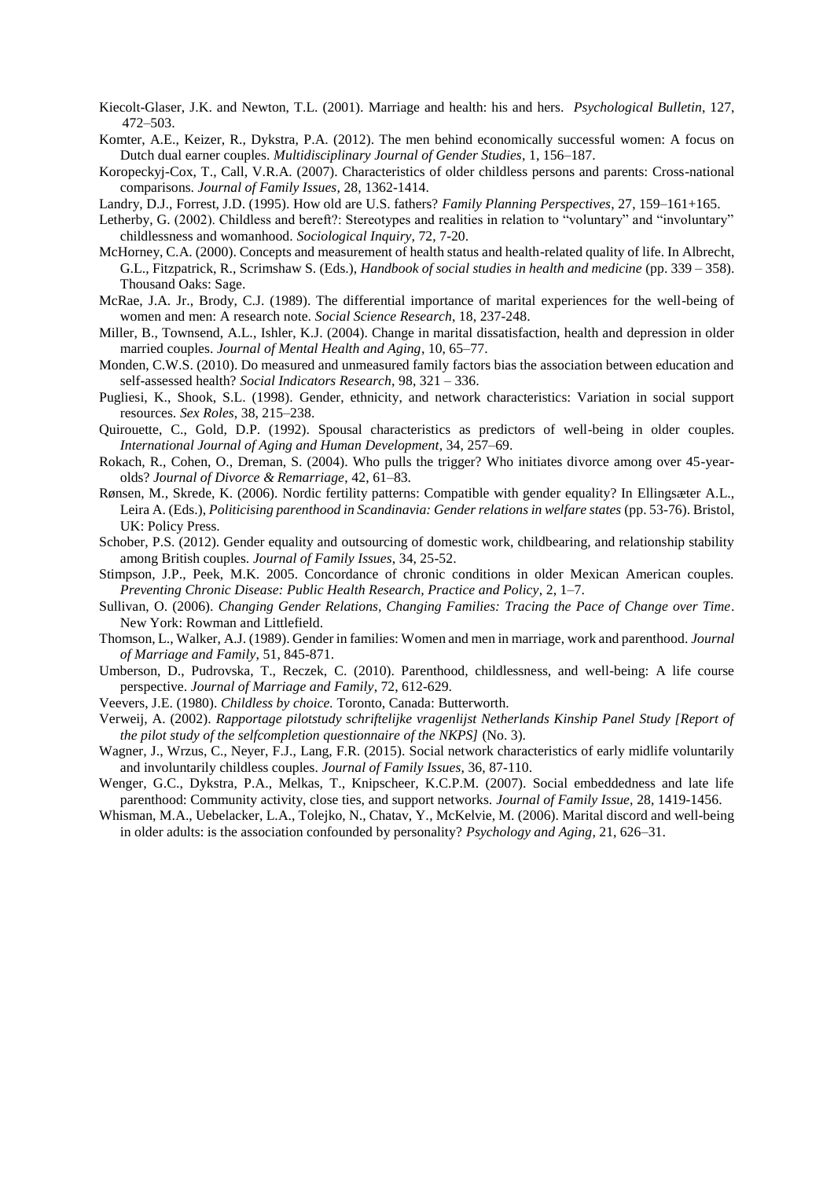Kiecolt-Glaser, J.K. and Newton, T.L. (2001). Marriage and health: his and hers. *Psychological Bulletin*, 127, 472–503.

Komter, A.E., Keizer, R., Dykstra, P.A. (2012). The men behind economically successful women: A focus on Dutch dual earner couples. *Multidisciplinary Journal of Gender Studies*, 1, 156–187.

Koropeckyj-Cox, T., Call, V.R.A. (2007). Characteristics of older childless persons and parents: Cross-national comparisons. *Journal of Family Issues*, 28, 1362-1414.

Landry, D.J., Forrest, J.D. (1995). How old are U.S. fathers? *Family Planning Perspectives*, 27, 159–161+165.

Letherby, G. (2002). Childless and bereft?: Stereotypes and realities in relation to "voluntary" and "involuntary" childlessness and womanhood. *Sociological Inquiry*, 72, 7-20.

McHorney, C.A. (2000). Concepts and measurement of health status and health-related quality of life. In Albrecht, G.L., Fitzpatrick, R., Scrimshaw S. (Eds.), *Handbook of social studies in health and medicine* (pp. 339 – 358). Thousand Oaks: Sage.

McRae, J.A. Jr., Brody, C.J. (1989). The differential importance of marital experiences for the well-being of women and men: A research note. *Social Science Research*, 18, 237-248.

Miller, B., Townsend, A.L., Ishler, K.J. (2004). Change in marital dissatisfaction, health and depression in older married couples. *Journal of Mental Health and Aging*, 10, 65–77.

Monden, C.W.S. (2010). Do measured and unmeasured family factors bias the association between education and self-assessed health? *Social Indicators Research*, 98, 321 – 336.

Pugliesi, K., Shook, S.L. (1998). Gender, ethnicity, and network characteristics: Variation in social support resources. *Sex Roles*, 38, 215–238.

Quirouette, C., Gold, D.P. (1992). Spousal characteristics as predictors of well-being in older couples. *International Journal of Aging and Human Development*, 34, 257–69.

Rokach, R., Cohen, O., Dreman, S. (2004). Who pulls the trigger? Who initiates divorce among over 45-year-olds? *Journal of Divorce & Remarriage*, 42, 61–83.

Rønsen, M., Skrede, K. (2006). Nordic fertility patterns: Compatible with gender equality? In Ellingsæter A.L., Leira A. (Eds.), *Politicising parenthood in Scandinavia: Gender relations in welfare states* (pp. 53-76). Bristol, UK: Policy Press.

Schober, P.S. (2012). Gender equality and outsourcing of domestic work, childbearing, and relationship stability among British couples. *Journal of Family Issues*, 34, 25-52.

Stimpson, J.P., Peek, M.K. 2005. Concordance of chronic conditions in older Mexican American couples. *Preventing Chronic Disease: Public Health Research, Practice and Policy*, 2, 1–7.

Sullivan, O. (2006). *Changing Gender Relations, Changing Families: Tracing the Pace of Change over Time*. New York: Rowman and Littlefield.

Thomson, L., Walker, A.J. (1989). Gender in families: Women and men in marriage, work and parenthood. *Journal of Marriage and Family*, 51, 845-871.

Umberson, D., Pudrovska, T., Reczek, C. (2010). Parenthood, childlessness, and well-being: A life course perspective. *Journal of Marriage and Family*, 72, 612-629.

Veevers, J.E. (1980). *Childless by choice.* Toronto, Canada: Butterworth.

Verweij, A. (2002). *Rapportage pilotstudy schriftelijke vragenlijst Netherlands Kinship Panel Study [Report of the pilot study of the selfcompletion questionnaire of the NKPS]* (No. 3).

Wagner, J., Wrzus, C., Neyer, F.J., Lang, F.R. (2015). Social network characteristics of early midlife voluntarily and involuntarily childless couples. *Journal of Family Issues*, 36, 87-110.

Wenger, G.C., Dykstra, P.A., Melkas, T., Knipscheer, K.C.P.M. (2007). Social embeddedness and late life parenthood: Community activity, close ties, and support networks. *Journal of Family Issue*, 28, 1419-1456.

Whisman, M.A., Uebelacker, L.A., Tolejko, N., Chatav, Y., McKelvie, M. (2006). Marital discord and well-being in older adults: is the association confounded by personality? *Psychology and Aging*, 21, 626–31.